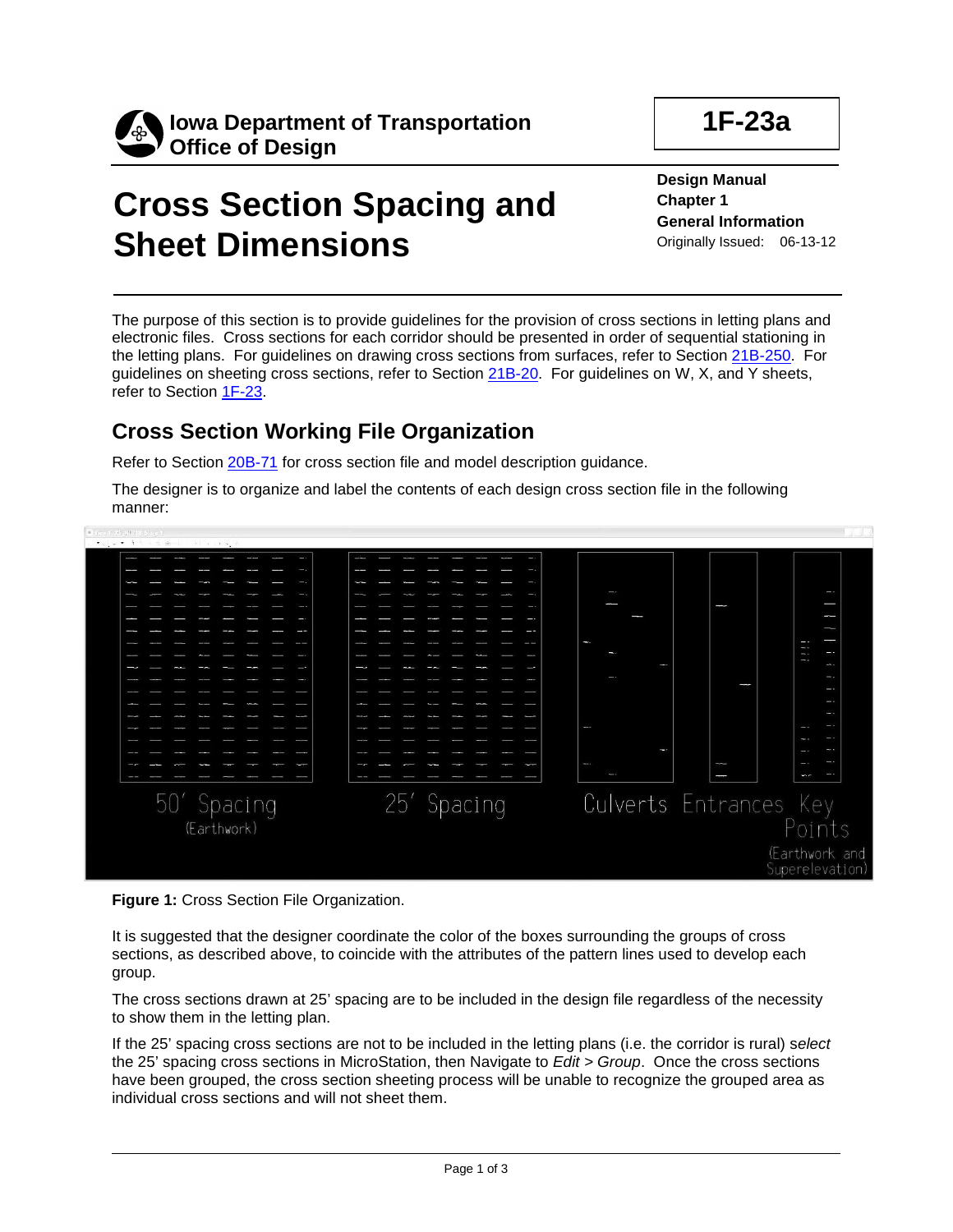Iowa Department of Transportation
Office of Design

**1F-23a**

# Cross Section Spacing and Sheet Dimensions

**Design Manual**
**Chapter 1**
**General Information**
Originally Issued: 06-13-12

The purpose of this section is to provide guidelines for the provision of cross sections in letting plans and electronic files. Cross sections for each corridor should be presented in order of sequential stationing in the letting plans. For guidelines on drawing cross sections from surfaces, refer to Section 21B-250. For guidelines on sheeting cross sections, refer to Section 21B-20. For guidelines on W, X, and Y sheets, refer to Section 1F-23.

## Cross Section Working File Organization

Refer to Section 20B-71 for cross section file and model description guidance.

The designer is to organize and label the contents of each design cross section file in the following manner:

**Figure 1:** Cross Section File Organization.

It is suggested that the designer coordinate the color of the boxes surrounding the groups of cross sections, as described above, to coincide with the attributes of the pattern lines used to develop each group.

The cross sections drawn at 25' spacing are to be included in the design file regardless of the necessity to show them in the letting plan.

If the 25' spacing cross sections are not to be included in the letting plans (i.e. the corridor is rural) *select* the 25' spacing cross sections in MicroStation, then Navigate to *Edit > Group*. Once the cross sections have been grouped, the cross section sheeting process will be unable to recognize the grouped area as individual cross sections and will not sheet them.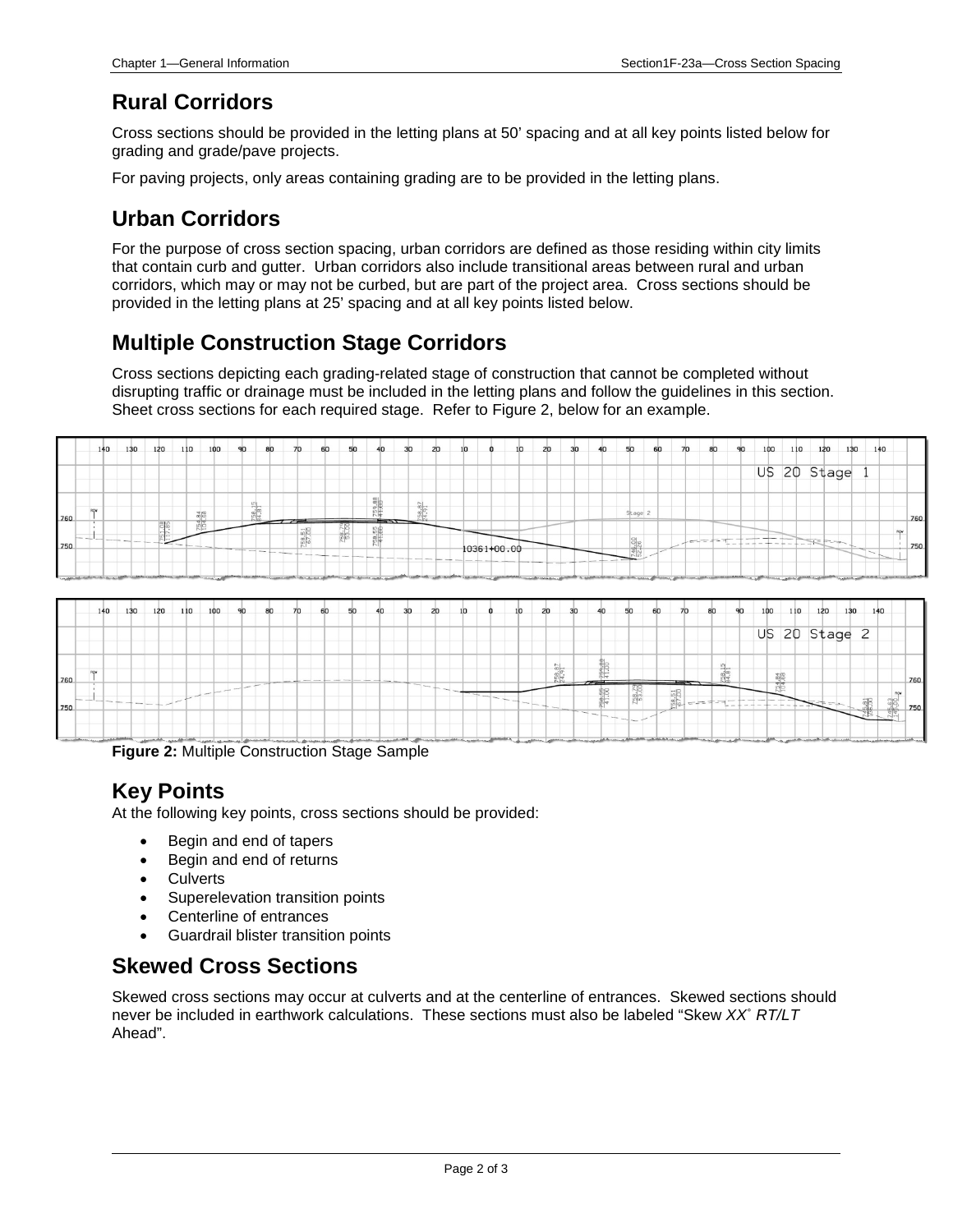## Rural Corridors

Cross sections should be provided in the letting plans at 50’ spacing and at all key points listed below for grading and grade/pave projects.

For paving projects, only areas containing grading are to be provided in the letting plans.

## Urban Corridors

For the purpose of cross section spacing, urban corridors are defined as those residing within city limits that contain curb and gutter. Urban corridors also include transitional areas between rural and urban corridors, which may or may not be curbed, but are part of the project area. Cross sections should be provided in the letting plans at 25’ spacing and at all key points listed below.

## Multiple Construction Stage Corridors

Cross sections depicting each grading-related stage of construction that cannot be completed without disrupting traffic or drainage must be included in the letting plans and follow the guidelines in this section. Sheet cross sections for each required stage. Refer to Figure 2, below for an example.

**Figure 2:** Multiple Construction Stage Sample

## Key Points

At the following key points, cross sections should be provided:

- Begin and end of tapers
- Begin and end of returns
- Culverts
- Superelevation transition points
- Centerline of entrances
- Guardrail blister transition points

## Skewed Cross Sections

Skewed cross sections may occur at culverts and at the centerline of entrances. Skewed sections should never be included in earthwork calculations. These sections must also be labeled “Skew *XX*° *RT/LT* Ahead”.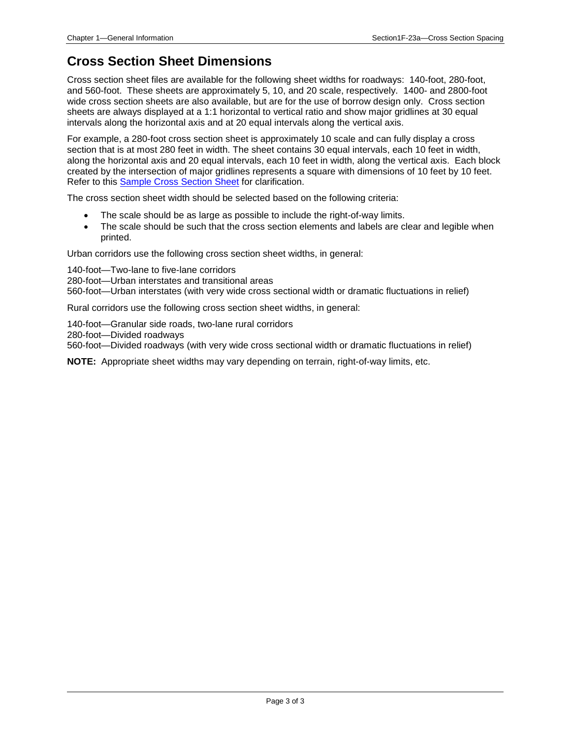## Cross Section Sheet Dimensions

Cross section sheet files are available for the following sheet widths for roadways: 140-foot, 280-foot, and 560-foot. These sheets are approximately 5, 10, and 20 scale, respectively. 1400- and 2800-foot wide cross section sheets are also available, but are for the use of borrow design only. Cross section sheets are always displayed at a 1:1 horizontal to vertical ratio and show major gridlines at 30 equal intervals along the horizontal axis and at 20 equal intervals along the vertical axis.

For example, a 280-foot cross section sheet is approximately 10 scale and can fully display a cross section that is at most 280 feet in width. The sheet contains 30 equal intervals, each 10 feet in width, along the horizontal axis and 20 equal intervals, each 10 feet in width, along the vertical axis. Each block created by the intersection of major gridlines represents a square with dimensions of 10 feet by 10 feet. Refer to this Sample Cross Section Sheet for clarification.

The cross section sheet width should be selected based on the following criteria:

- The scale should be as large as possible to include the right-of-way limits.
- The scale should be such that the cross section elements and labels are clear and legible when printed.

Urban corridors use the following cross section sheet widths, in general:

140-foot—Two-lane to five-lane corridors
280-foot—Urban interstates and transitional areas
560-foot—Urban interstates (with very wide cross sectional width or dramatic fluctuations in relief)

Rural corridors use the following cross section sheet widths, in general:

140-foot—Granular side roads, two-lane rural corridors
280-foot—Divided roadways
560-foot—Divided roadways (with very wide cross sectional width or dramatic fluctuations in relief)

**NOTE:** Appropriate sheet widths may vary depending on terrain, right-of-way limits, etc.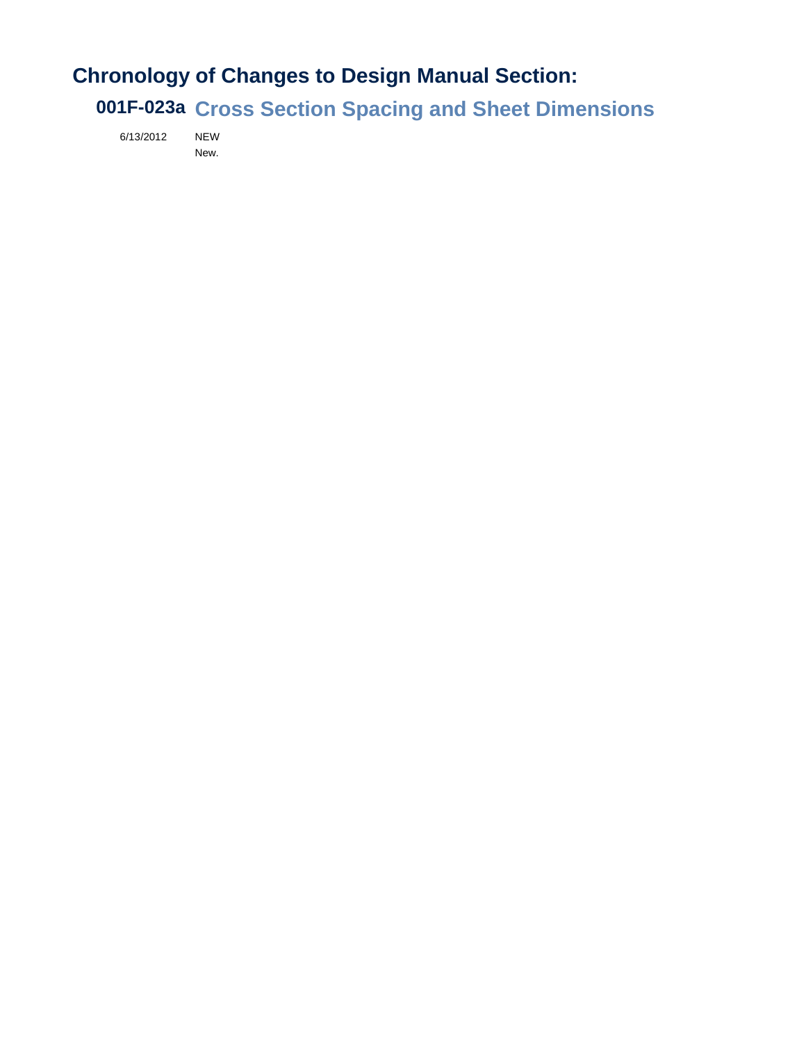# Chronology of Changes to Design Manual Section:

## 001F-023a Cross Section Spacing and Sheet Dimensions

6/13/2012 NEW

New.